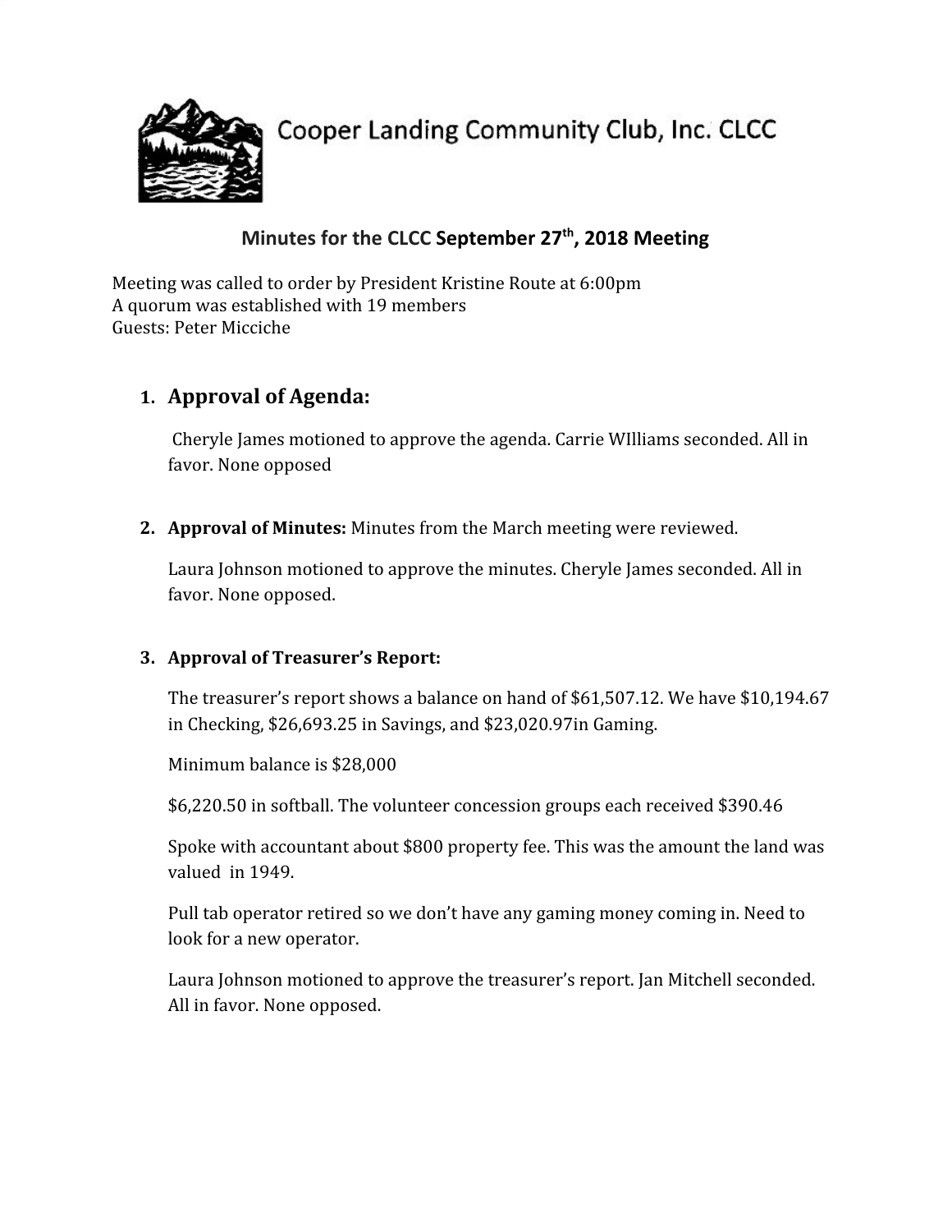Cooper Landing Community Club, Inc. CLCC

## Minutes for the CLCC September 27th, 2018 Meeting

Meeting was called to order by President Kristine Route at 6:00pm
A quorum was established with 19 members
Guests: Peter Micciche

1. **Approval of Agenda:**

   Cheryle James motioned to approve the agenda. Carrie WIlliams seconded. All in favor. None opposed

2. **Approval of Minutes:** Minutes from the March meeting were reviewed.

   Laura Johnson motioned to approve the minutes. Cheryle James seconded. All in favor. None opposed.

3. **Approval of Treasurer's Report:**

   The treasurer's report shows a balance on hand of $61,507.12. We have $10,194.67 in Checking, $26,693.25 in Savings, and $23,020.97in Gaming.

   Minimum balance is $28,000

   $6,220.50 in softball. The volunteer concession groups each received $390.46

   Spoke with accountant about $800 property fee. This was the amount the land was valued in 1949.

   Pull tab operator retired so we don't have any gaming money coming in. Need to look for a new operator.

   Laura Johnson motioned to approve the treasurer's report. Jan Mitchell seconded. All in favor. None opposed.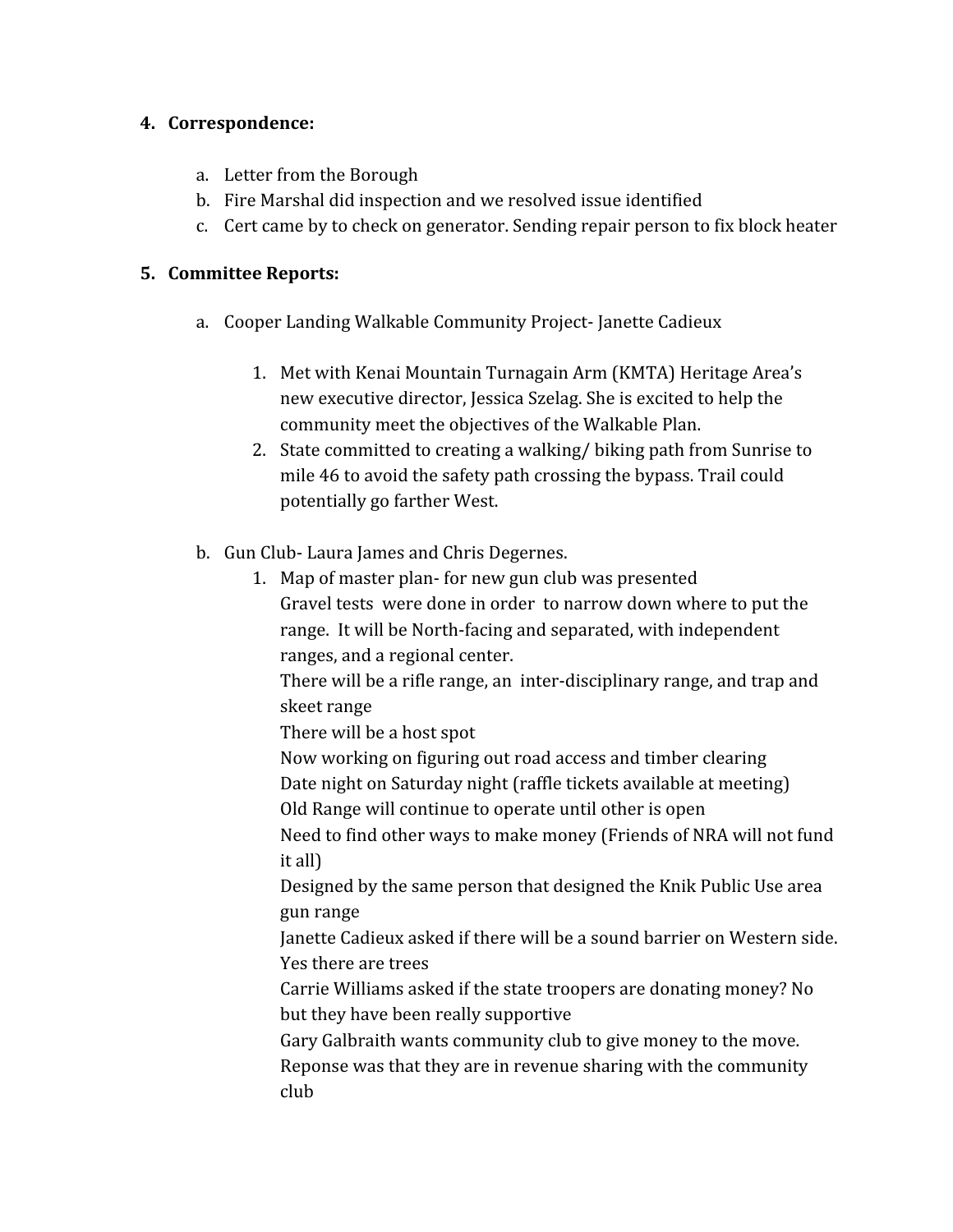4. **Correspondence:**

    a. Letter from the Borough
    b. Fire Marshal did inspection and we resolved issue identified
    c. Cert came by to check on generator. Sending repair person to fix block heater

5. **Committee Reports:**

    a. Cooper Landing Walkable Community Project- Janette Cadieux

        1. Met with Kenai Mountain Turnagain Arm (KMTA) Heritage Area's new executive director, Jessica Szelag. She is excited to help the community meet the objectives of the Walkable Plan.
        2. State committed to creating a walking/ biking path from Sunrise to mile 46 to avoid the safety path crossing the bypass. Trail could potentially go farther West.

    b. Gun Club- Laura James and Chris Degernes.

        1. Map of master plan- for new gun club was presented
           Gravel tests were done in order to narrow down where to put the range. It will be North-facing and separated, with independent ranges, and a regional center.
           There will be a rifle range, an inter-disciplinary range, and trap and skeet range
           There will be a host spot
           Now working on figuring out road access and timber clearing
           Date night on Saturday night (raffle tickets available at meeting)
           Old Range will continue to operate until other is open
           Need to find other ways to make money (Friends of NRA will not fund it all)
           Designed by the same person that designed the Knik Public Use area gun range
           Janette Cadieux asked if there will be a sound barrier on Western side. Yes there are trees
           Carrie Williams asked if the state troopers are donating money? No but they have been really supportive
           Gary Galbraith wants community club to give money to the move. Reponse was that they are in revenue sharing with the community club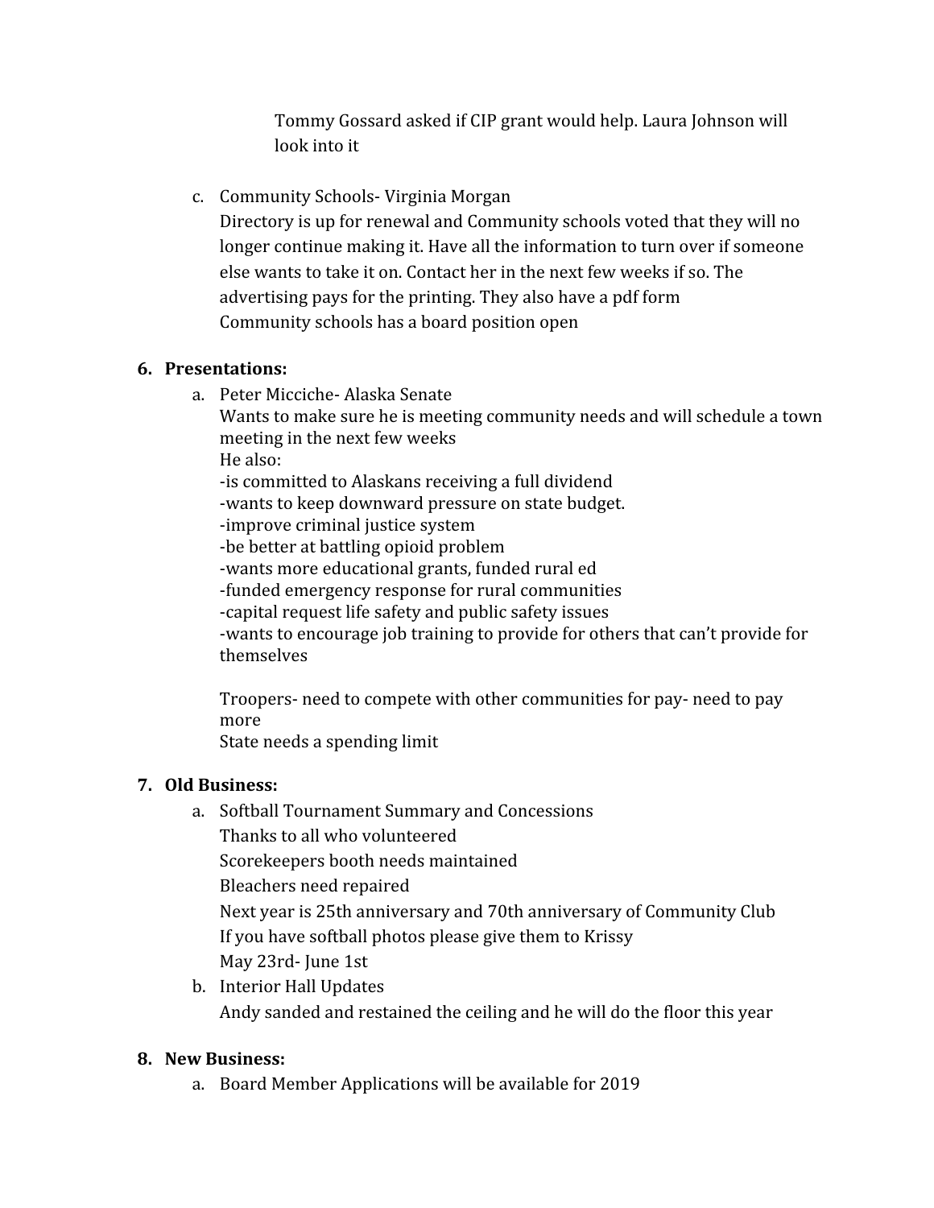Tommy Gossard asked if CIP grant would help. Laura Johnson will look into it

c. Community Schools- Virginia Morgan
   Directory is up for renewal and Community schools voted that they will no longer continue making it. Have all the information to turn over if someone else wants to take it on. Contact her in the next few weeks if so. The advertising pays for the printing. They also have a pdf form
   Community schools has a board position open

**6. Presentations:**

a. Peter Micciche- Alaska Senate
   Wants to make sure he is meeting community needs and will schedule a town meeting in the next few weeks
   He also:
   -is committed to Alaskans receiving a full dividend
   -wants to keep downward pressure on state budget.
   -improve criminal justice system
   -be better at battling opioid problem
   -wants more educational grants, funded rural ed
   -funded emergency response for rural communities
   -capital request life safety and public safety issues
   -wants to encourage job training to provide for others that can't provide for themselves

   Troopers- need to compete with other communities for pay- need to pay more
   State needs a spending limit

**7. Old Business:**

a. Softball Tournament Summary and Concessions
   Thanks to all who volunteered
   Scorekeepers booth needs maintained
   Bleachers need repaired
   Next year is 25th anniversary and 70th anniversary of Community Club
   If you have softball photos please give them to Krissy
   May 23rd- June 1st

b. Interior Hall Updates
   Andy sanded and restained the ceiling and he will do the floor this year

**8. New Business:**

a. Board Member Applications will be available for 2019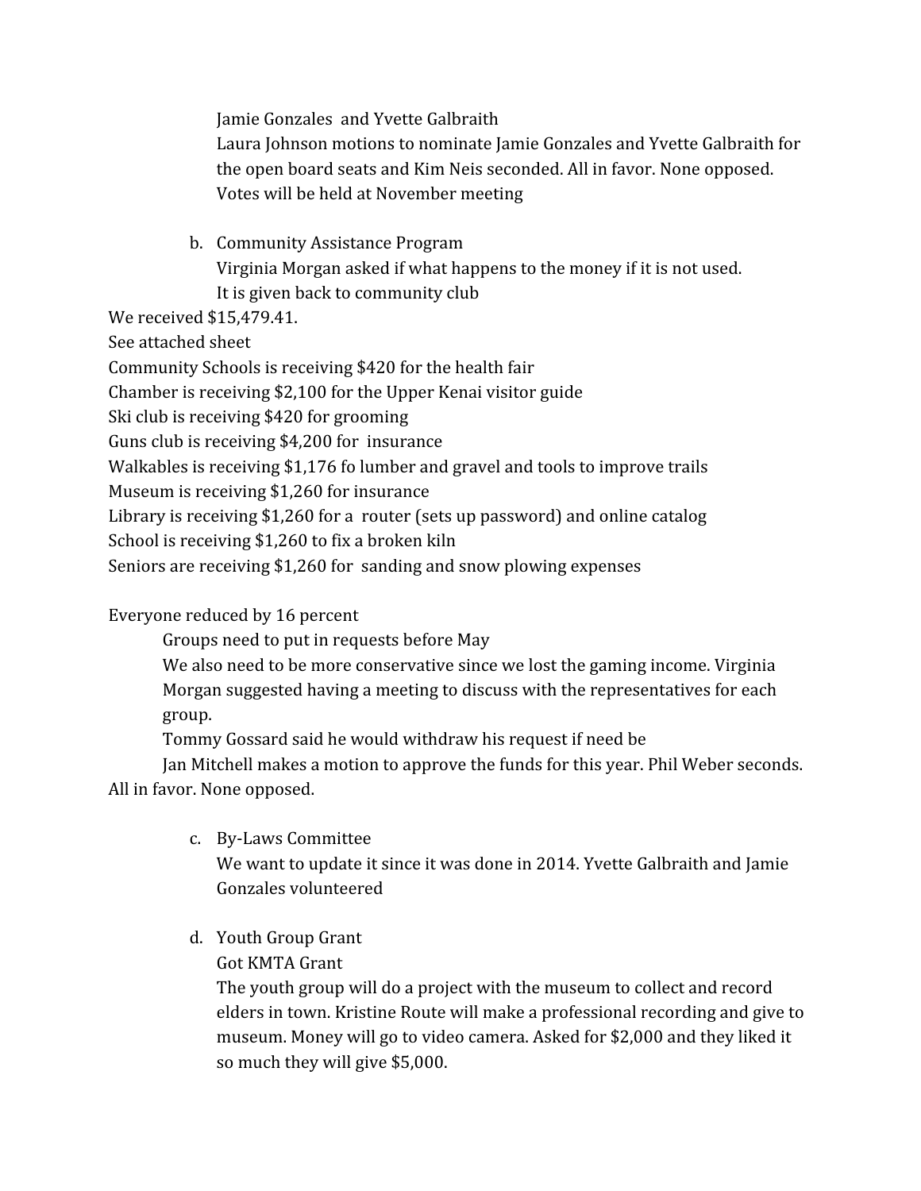Jamie Gonzales and Yvette Galbraith
Laura Johnson motions to nominate Jamie Gonzales and Yvette Galbraith for the open board seats and Kim Neis seconded. All in favor. None opposed.
Votes will be held at November meeting

b. Community Assistance Program
Virginia Morgan asked if what happens to the money if it is not used.
It is given back to community club

We received $15,479.41.
See attached sheet
Community Schools is receiving $420 for the health fair
Chamber is receiving $2,100 for the Upper Kenai visitor guide
Ski club is receiving $420 for grooming
Guns club is receiving $4,200 for insurance
Walkables is receiving $1,176 fo lumber and gravel and tools to improve trails
Museum is receiving $1,260 for insurance
Library is receiving $1,260 for a router (sets up password) and online catalog
School is receiving $1,260 to fix a broken kiln
Seniors are receiving $1,260 for sanding and snow plowing expenses

Everyone reduced by 16 percent
Groups need to put in requests before May
We also need to be more conservative since we lost the gaming income. Virginia Morgan suggested having a meeting to discuss with the representatives for each group.
Tommy Gossard said he would withdraw his request if need be
Jan Mitchell makes a motion to approve the funds for this year. Phil Weber seconds. All in favor. None opposed.

c. By-Laws Committee
We want to update it since it was done in 2014. Yvette Galbraith and Jamie Gonzales volunteered

d. Youth Group Grant
Got KMTA Grant
The youth group will do a project with the museum to collect and record elders in town. Kristine Route will make a professional recording and give to museum. Money will go to video camera. Asked for $2,000 and they liked it so much they will give $5,000.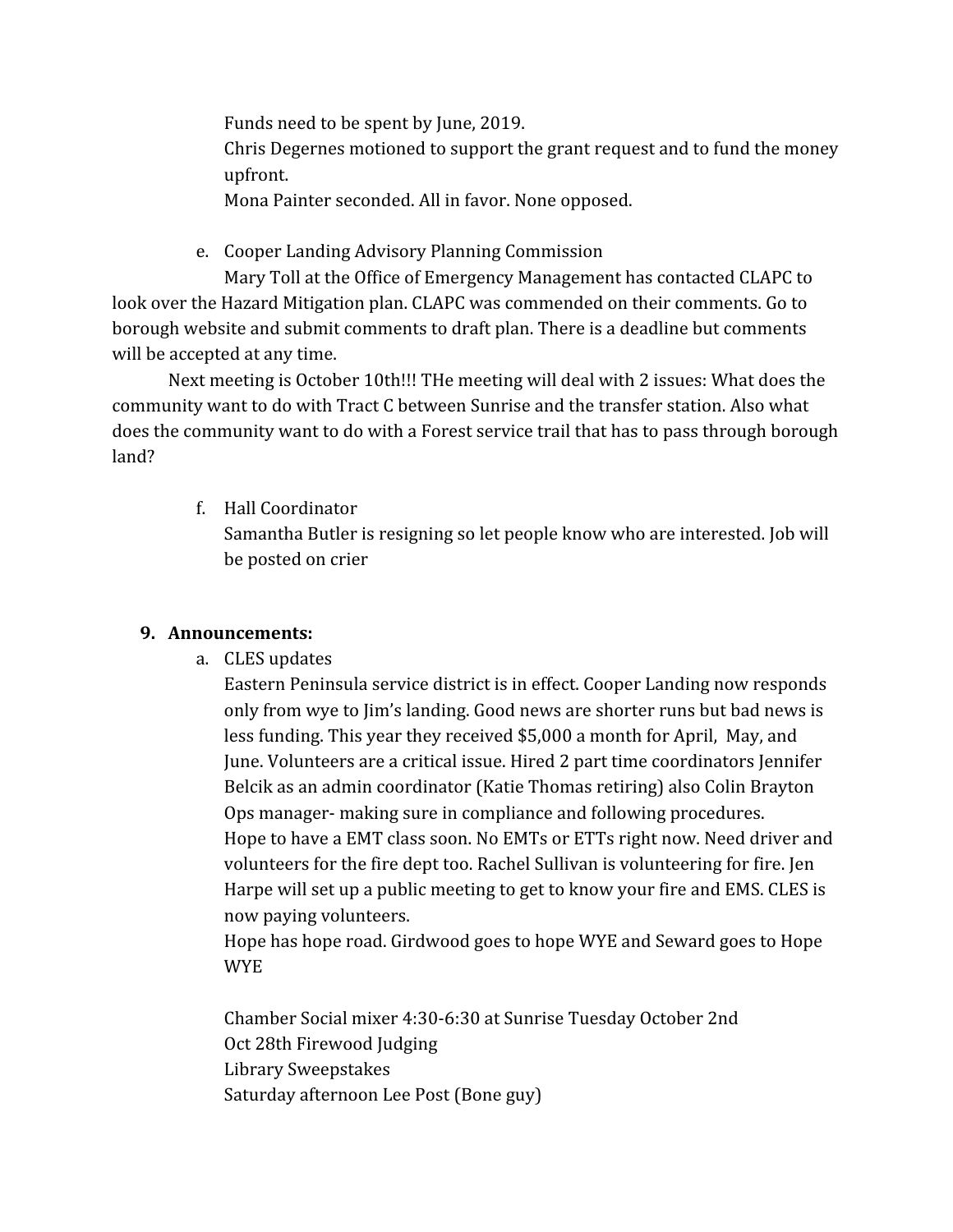Funds need to be spent by June, 2019.
Chris Degernes motioned to support the grant request and to fund the money upfront.
Mona Painter seconded. All in favor. None opposed.

e. Cooper Landing Advisory Planning Commission

Mary Toll at the Office of Emergency Management has contacted CLAPC to look over the Hazard Mitigation plan. CLAPC was commended on their comments. Go to borough website and submit comments to draft plan. There is a deadline but comments will be accepted at any time.

Next meeting is October 10th!!! THe meeting will deal with 2 issues: What does the community want to do with Tract C between Sunrise and the transfer station. Also what does the community want to do with a Forest service trail that has to pass through borough land?

f. Hall Coordinator
Samantha Butler is resigning so let people know who are interested. Job will be posted on crier

**9. Announcements:**

a. CLES updates
Eastern Peninsula service district is in effect. Cooper Landing now responds only from wye to Jim's landing. Good news are shorter runs but bad news is less funding. This year they received $5,000 a month for April, May, and June. Volunteers are a critical issue. Hired 2 part time coordinators Jennifer Belcik as an admin coordinator (Katie Thomas retiring) also Colin Brayton Ops manager- making sure in compliance and following procedures.
Hope to have a EMT class soon. No EMTs or ETTs right now. Need driver and volunteers for the fire dept too. Rachel Sullivan is volunteering for fire. Jen Harpe will set up a public meeting to get to know your fire and EMS. CLES is now paying volunteers.
Hope has hope road. Girdwood goes to hope WYE and Seward goes to Hope WYE

Chamber Social mixer 4:30-6:30 at Sunrise Tuesday October 2nd
Oct 28th Firewood Judging
Library Sweepstakes
Saturday afternoon Lee Post (Bone guy)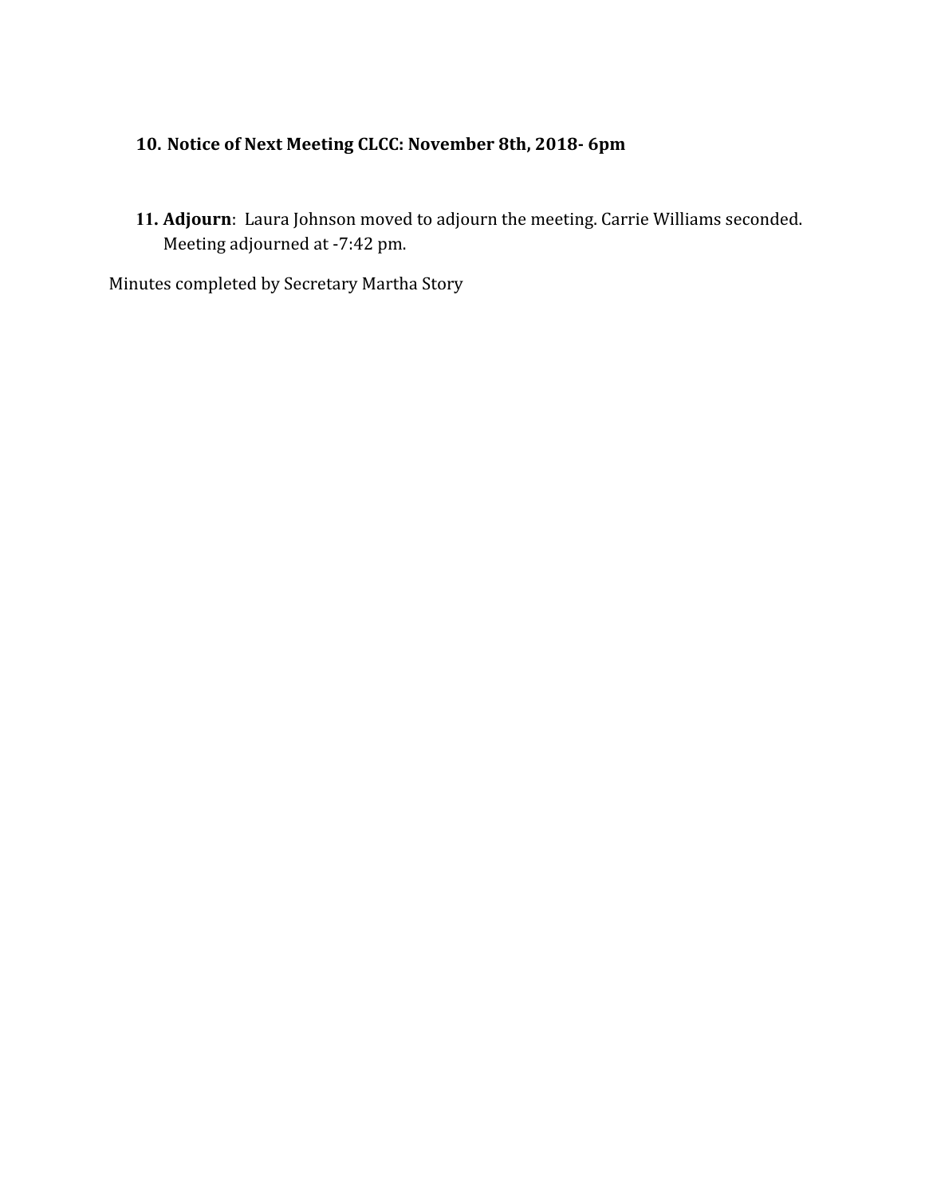10. **Notice of Next Meeting CLCC: November 8th, 2018- 6pm**

11. **Adjourn**: Laura Johnson moved to adjourn the meeting. Carrie Williams seconded. Meeting adjourned at -7:42 pm.

Minutes completed by Secretary Martha Story